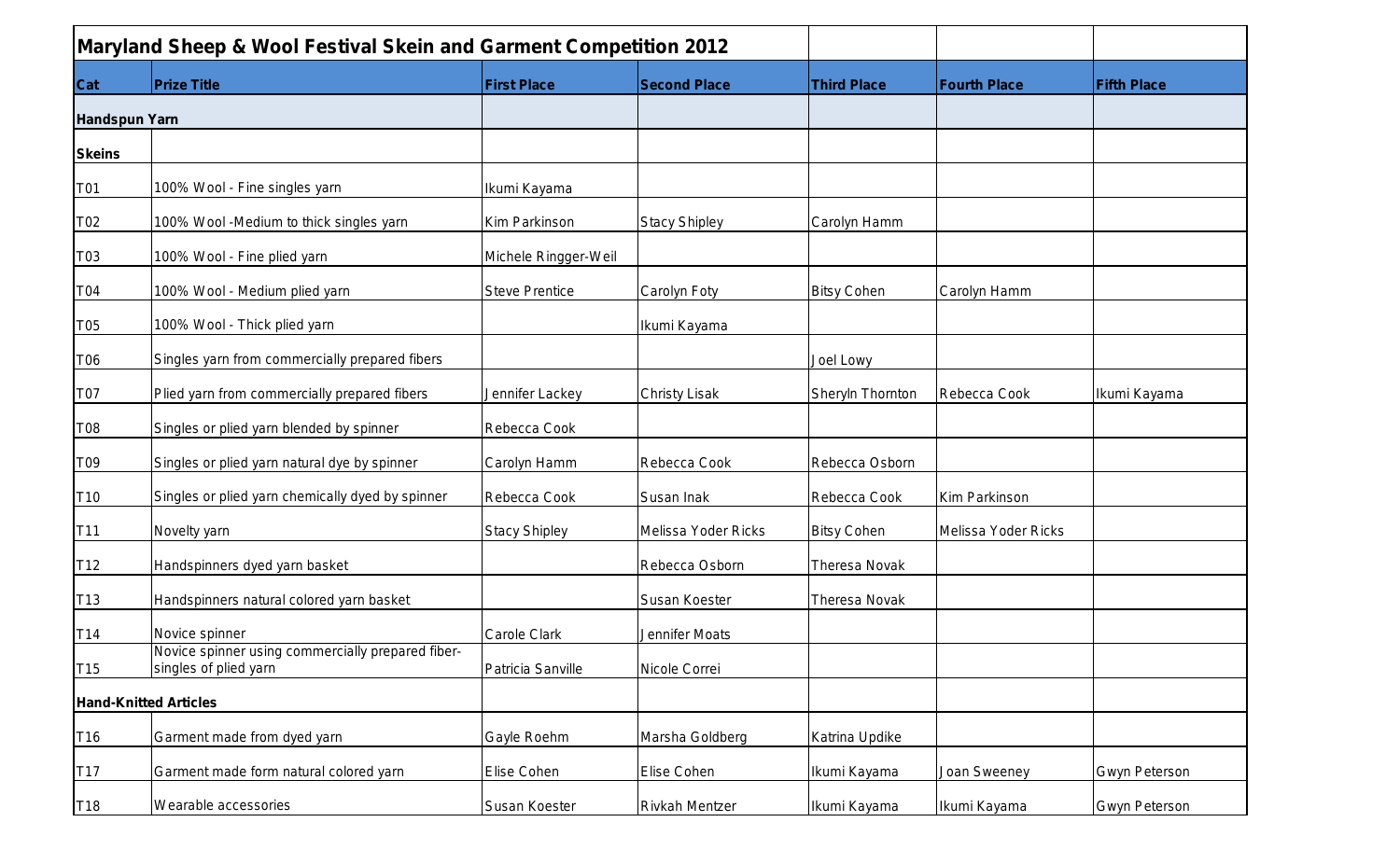| Maryland Sheep & Wool Festival Skein and Garment Competition 2012 | | | | | | |
|---|---|---|---|---|---|---|
| **Cat** | **Prize Title** | **First Place** | **Second Place** | **Third Place** | **Fourth Place** | **Fifth Place** |
| **Handspun Yarn** | | | | | | |
| **Skeins** | | | | | | |
| T01 | 100% Wool - Fine singles yarn | Ikumi Kayama | | | | |
| T02 | 100% Wool -Medium to thick singles yarn | Kim Parkinson | Stacy Shipley | Carolyn Hamm | | |
| T03 | 100% Wool - Fine plied yarn | Michele Ringger-Weil | | | | |
| T04 | 100% Wool - Medium plied yarn | Steve Prentice | Carolyn Foty | Bitsy Cohen | Carolyn Hamm | |
| T05 | 100% Wool - Thick plied yarn | | Ikumi Kayama | | | |
| T06 | Singles yarn from commercially prepared fibers | | | Joel Lowy | | |
| T07 | Plied yarn from commercially prepared fibers | Jennifer Lackey | Christy Lisak | Sheryln Thornton | Rebecca Cook | Ikumi Kayama |
| T08 | Singles or plied yarn blended by spinner | Rebecca Cook | | | | |
| T09 | Singles or plied yarn natural dye by spinner | Carolyn Hamm | Rebecca Cook | Rebecca Osborn | | |
| T10 | Singles or plied yarn chemically dyed by spinner | Rebecca Cook | Susan Inak | Rebecca Cook | Kim Parkinson | |
| T11 | Novelty yarn | Stacy Shipley | Melissa Yoder Ricks | Bitsy Cohen | Melissa Yoder Ricks | |
| T12 | Handspinners dyed yarn basket | | Rebecca Osborn | Theresa Novak | | |
| T13 | Handspinners natural colored yarn basket | | Susan Koester | Theresa Novak | | |
| T14 | Novice spinner | Carole Clark | Jennifer Moats | | | |
| T15 | Novice spinner using commercially prepared fiber-singles of plied yarn | Patricia Sanville | Nicole Correi | | | |
| **Hand-Knitted Articles** | | | | | | |
| T16 | Garment made from dyed yarn | Gayle Roehm | Marsha Goldberg | Katrina Updike | | |
| T17 | Garment made form natural colored yarn | Elise Cohen | Elise Cohen | Ikumi Kayama | Joan Sweeney | Gwyn Peterson |
| T18 | Wearable accessories | Susan Koester | Rivkah Mentzer | Ikumi Kayama | Ikumi Kayama | Gwyn Peterson |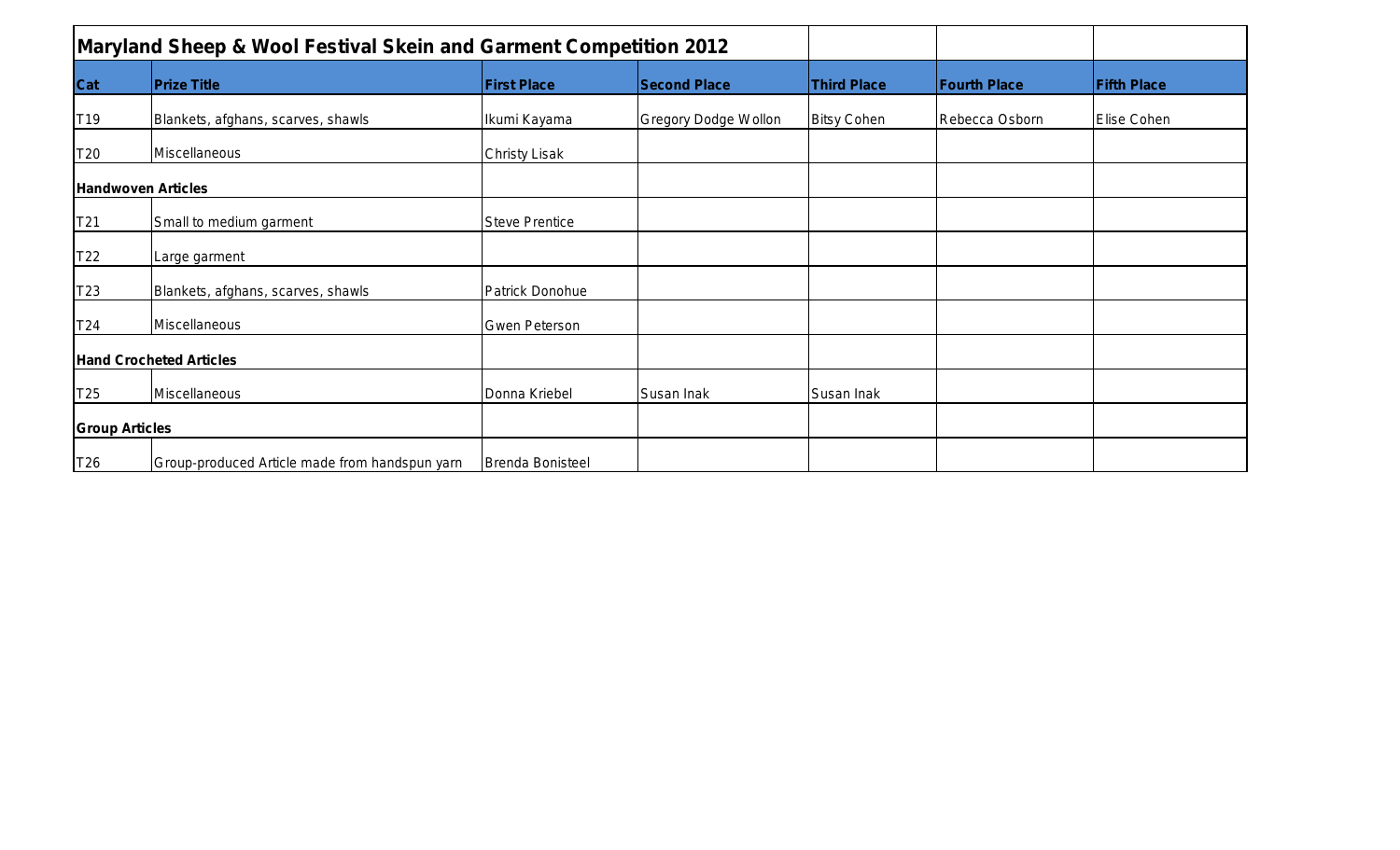| Maryland Sheep & Wool Festival Skein and Garment Competition 2012 | | | | | | |
|---|---|---|---|---|---|---|
| **Cat** | **Prize Title** | **First Place** | **Second Place** | **Third Place** | **Fourth Place** | **Fifth Place** |
| T19 | Blankets, afghans, scarves, shawls | Ikumi Kayama | Gregory Dodge Wollon | Bitsy Cohen | Rebecca Osborn | Elise Cohen |
| T20 | Miscellaneous | Christy Lisak | | | | |
| **Handwoven Articles** | | | | | | |
| T21 | Small to medium garment | Steve Prentice | | | | |
| T22 | Large garment | | | | | |
| T23 | Blankets, afghans, scarves, shawls | Patrick Donohue | | | | |
| T24 | Miscellaneous | Gwen Peterson | | | | |
| **Hand Crocheted Articles** | | | | | | |
| T25 | Miscellaneous | Donna Kriebel | Susan Inak | Susan Inak | | |
| **Group Articles** | | | | | | |
| T26 | Group-produced Article made from handspun yarn | Brenda Bonisteel | | | | |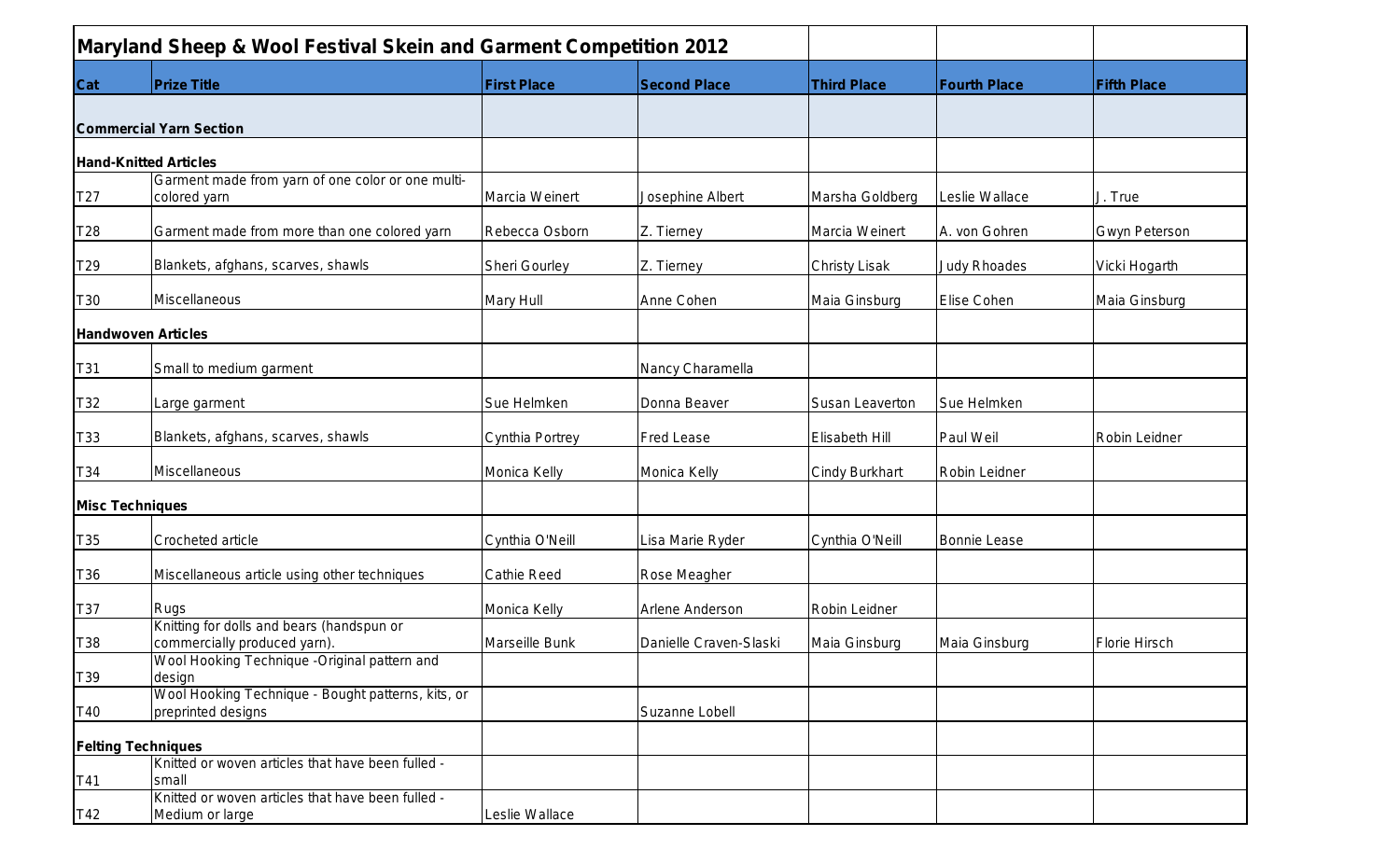| Maryland Sheep & Wool Festival Skein and Garment Competition 2012 | | | | | | |
|---|---|---|---|---|---|---|
| **Cat** | **Prize Title** | **First Place** | **Second Place** | **Third Place** | **Fourth Place** | **Fifth Place** |
| **Commercial Yarn Section** | | | | | | |
| **Hand-Knitted Articles** | | | | | | |
| T27 | Garment made from yarn of one color or one multi-colored yarn | Marcia Weinert | Josephine Albert | Marsha Goldberg | Leslie Wallace | J. True |
| T28 | Garment made from more than one colored yarn | Rebecca Osborn | Z. Tierney | Marcia Weinert | A. von Gohren | Gwyn Peterson |
| T29 | Blankets, afghans, scarves, shawls | Sheri Gourley | Z. Tierney | Christy Lisak | Judy Rhoades | Vicki Hogarth |
| T30 | Miscellaneous | Mary Hull | Anne Cohen | Maia Ginsburg | Elise Cohen | Maia Ginsburg |
| **Handwoven Articles** | | | | | | |
| T31 | Small to medium garment | | Nancy Charamella | | | |
| T32 | Large garment | Sue Helmken | Donna Beaver | Susan Leaverton | Sue Helmken | |
| T33 | Blankets, afghans, scarves, shawls | Cynthia Portrey | Fred Lease | Elisabeth Hill | Paul Weil | Robin Leidner |
| T34 | Miscellaneous | Monica Kelly | Monica Kelly | Cindy Burkhart | Robin Leidner | |
| **Misc Techniques** | | | | | | |
| T35 | Crocheted article | Cynthia O'Neill | Lisa Marie Ryder | Cynthia O'Neill | Bonnie Lease | |
| T36 | Miscellaneous article using other techniques | Cathie Reed | Rose Meagher | | | |
| T37 | Rugs | Monica Kelly | Arlene Anderson | Robin Leidner | | |
| T38 | Knitting for dolls and bears (handspun or commercially produced yarn). | Marseille Bunk | Danielle Craven-Slaski | Maia Ginsburg | Maia Ginsburg | Florie Hirsch |
| T39 | Wool Hooking Technique -Original pattern and design | | | | | |
| T40 | Wool Hooking Technique - Bought patterns, kits, or preprinted designs | | Suzanne Lobell | | | |
| **Felting Techniques** | | | | | | |
| T41 | Knitted or woven articles that have been fulled - small | | | | | |
| T42 | Knitted or woven articles that have been fulled - Medium or large | Leslie Wallace | | | | |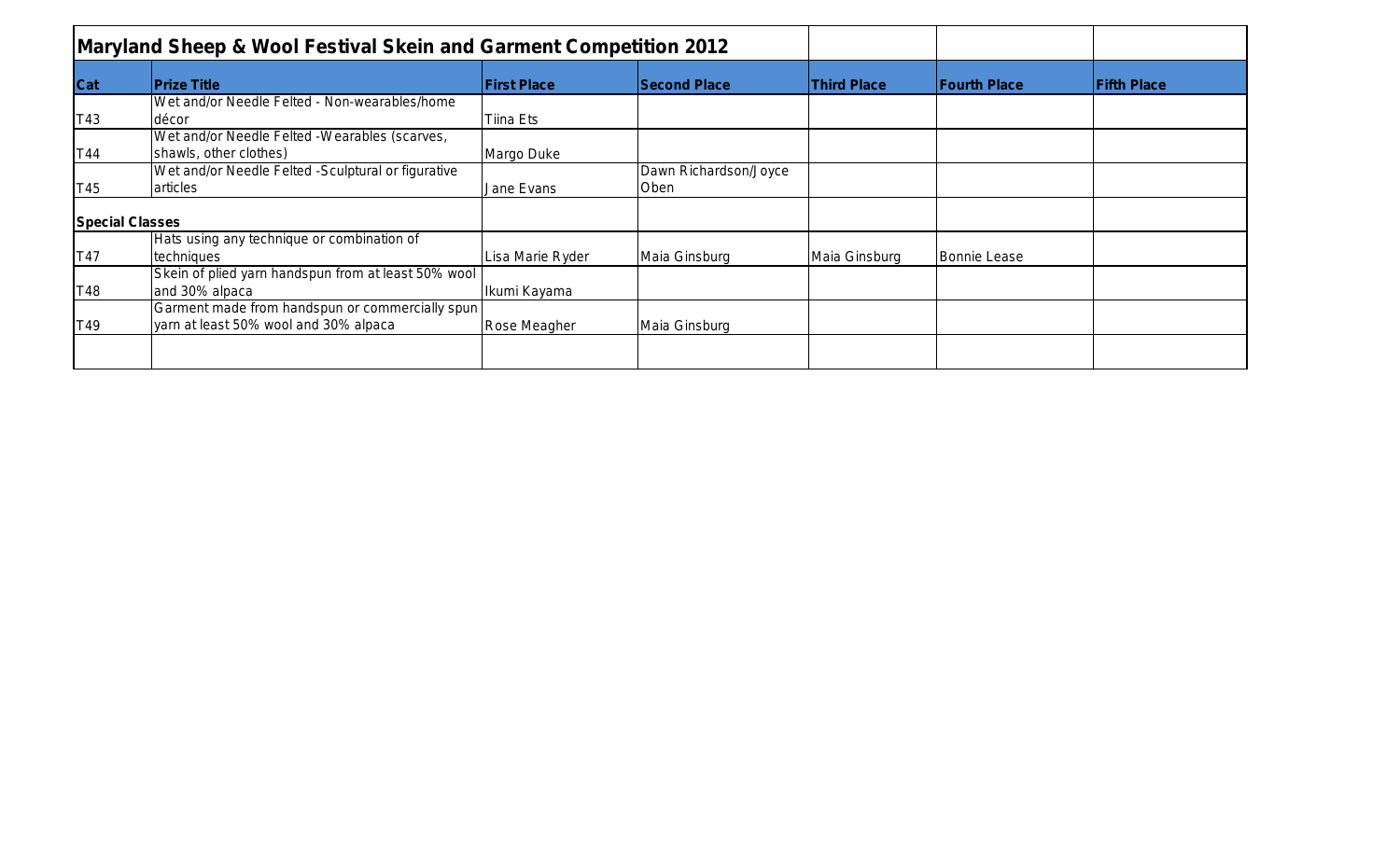| Maryland Sheep & Wool Festival Skein and Garment Competition 2012 | | | | | | |
|---|---|---|---|---|---|---|
| **Cat** | **Prize Title** | **First Place** | **Second Place** | **Third Place** | **Fourth Place** | **Fifth Place** |
| T43 | Wet and/or Needle Felted - Non-wearables/home décor | Tiina Ets | | | | |
| T44 | Wet and/or Needle Felted -Wearables (scarves, shawls, other clothes) | Margo Duke | | | | |
| T45 | Wet and/or Needle Felted -Sculptural or figurative articles | Jane Evans | Dawn Richardson/Joyce Oben | | | |
| **Special Classes** | | | | | | |
| T47 | Hats using any technique or combination of techniques | Lisa Marie Ryder | Maia Ginsburg | Maia Ginsburg | Bonnie Lease | |
| T48 | Skein of plied yarn handspun from at least 50% wool and 30% alpaca | Ikumi Kayama | | | | |
| T49 | Garment made from handspun or commercially spun yarn at least 50% wool and 30% alpaca | Rose Meagher | Maia Ginsburg | | | |
| | | | | | | |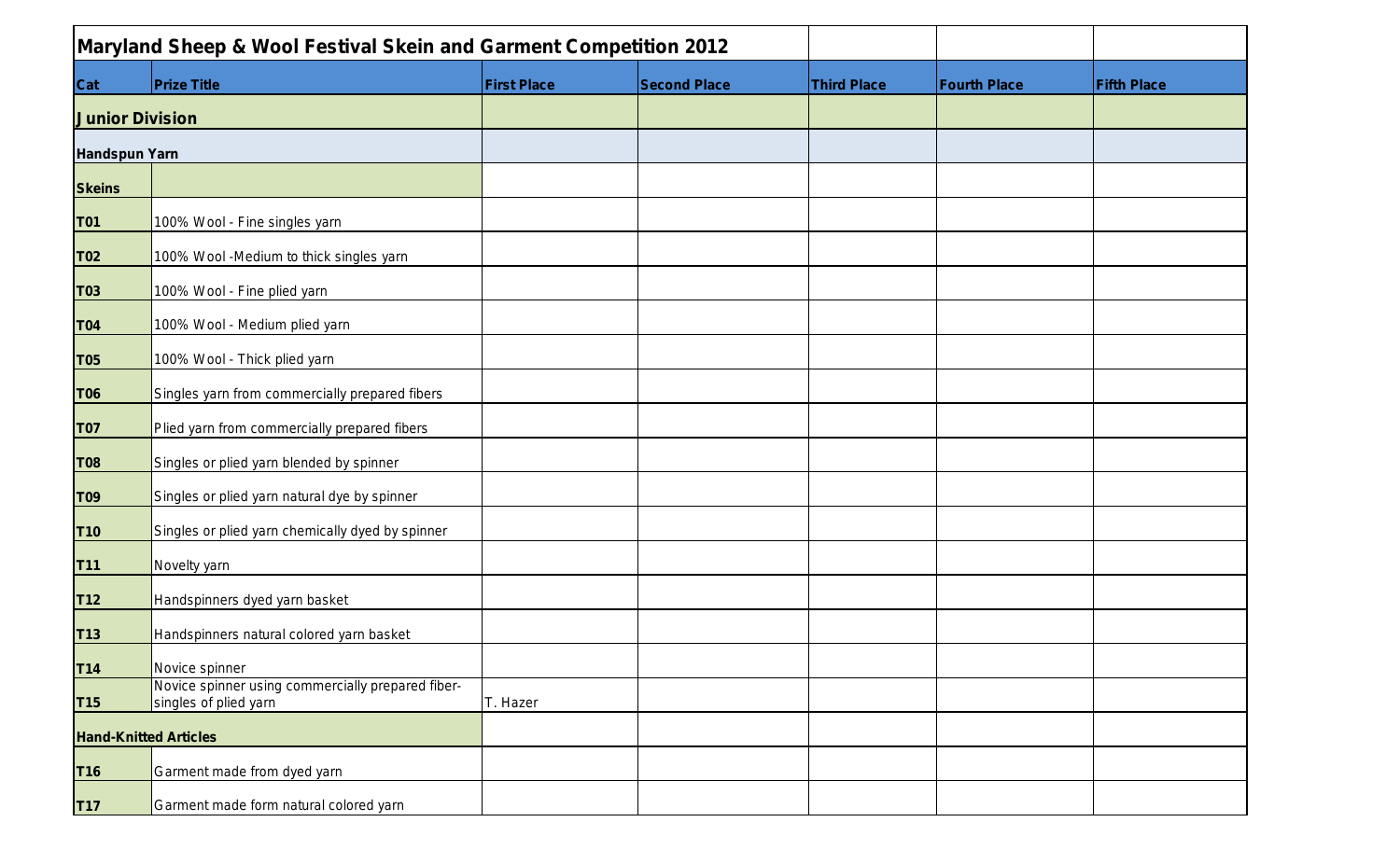| Maryland Sheep & Wool Festival Skein and Garment Competition 2012 | | | | | | |
|---|---|---|---|---|---|---|
| **Cat** | **Prize Title** | **First Place** | **Second Place** | **Third Place** | **Fourth Place** | **Fifth Place** |
| **Junior Division** | | | | | | |
| **Handspun Yarn** | | | | | | |
| **Skeins** | | | | | | |
| **T01** | 100% Wool - Fine singles yarn | | | | | |
| **T02** | 100% Wool -Medium to thick singles yarn | | | | | |
| **T03** | 100% Wool - Fine plied yarn | | | | | |
| **T04** | 100% Wool - Medium plied yarn | | | | | |
| **T05** | 100% Wool - Thick plied yarn | | | | | |
| **T06** | Singles yarn from commercially prepared fibers | | | | | |
| **T07** | Plied yarn from commercially prepared fibers | | | | | |
| **T08** | Singles or plied yarn blended by spinner | | | | | |
| **T09** | Singles or plied yarn natural dye by spinner | | | | | |
| **T10** | Singles or plied yarn chemically dyed by spinner | | | | | |
| **T11** | Novelty yarn | | | | | |
| **T12** | Handspinners dyed yarn basket | | | | | |
| **T13** | Handspinners natural colored yarn basket | | | | | |
| **T14** | Novice spinner | | | | | |
| **T15** | Novice spinner using commercially prepared fiber- singles of plied yarn | T. Hazer | | | | |
| **Hand-Knitted Articles** | | | | | | |
| **T16** | Garment made from dyed yarn | | | | | |
| **T17** | Garment made form natural colored yarn | | | | | |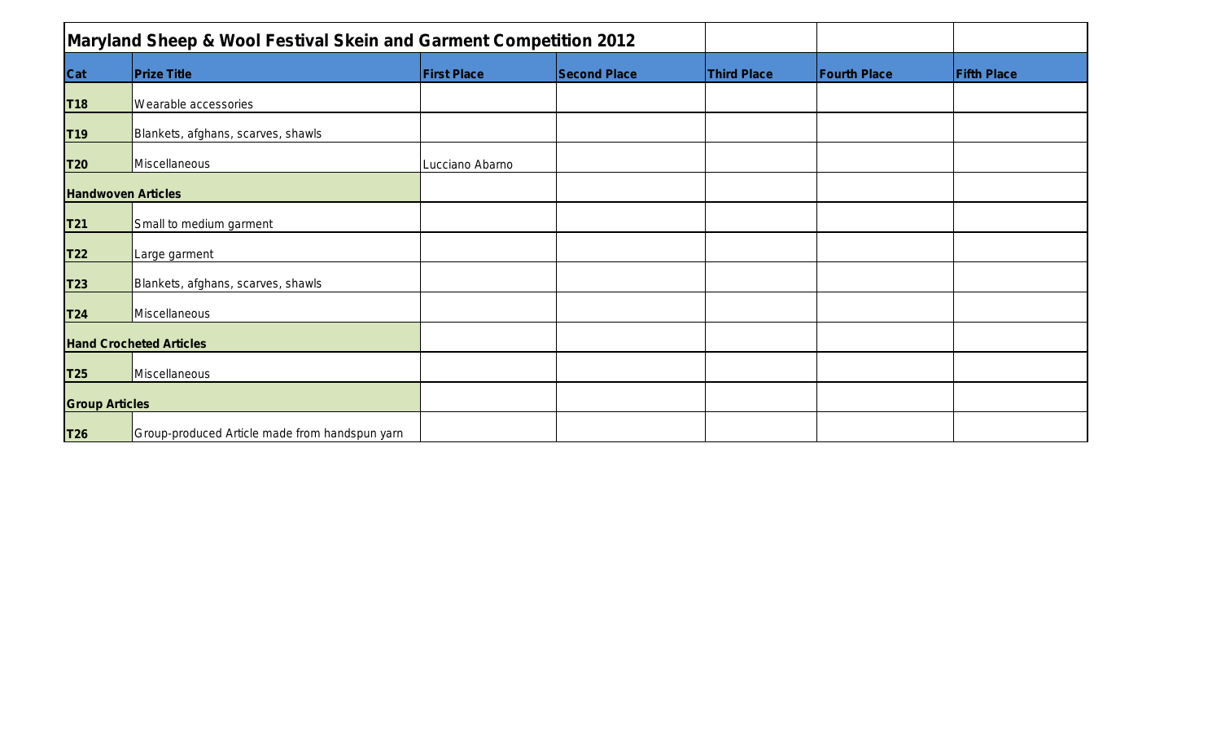| Maryland Sheep & Wool Festival Skein and Garment Competition 2012 | | | | | | |
|---|---|---|---|---|---|---|
| **Cat** | **Prize Title** | **First Place** | **Second Place** | **Third Place** | **Fourth Place** | **Fifth Place** |
| **T18** | Wearable accessories | | | | | |
| **T19** | Blankets, afghans, scarves, shawls | | | | | |
| **T20** | Miscellaneous | Lucciano Abarno | | | | |
| **Handwoven Articles** | | | | | | |
| **T21** | Small to medium garment | | | | | |
| **T22** | Large garment | | | | | |
| **T23** | Blankets, afghans, scarves, shawls | | | | | |
| **T24** | Miscellaneous | | | | | |
| **Hand Crocheted Articles** | | | | | | |
| **T25** | Miscellaneous | | | | | |
| **Group Articles** | | | | | | |
| **T26** | Group-produced Article made from handspun yarn | | | | | |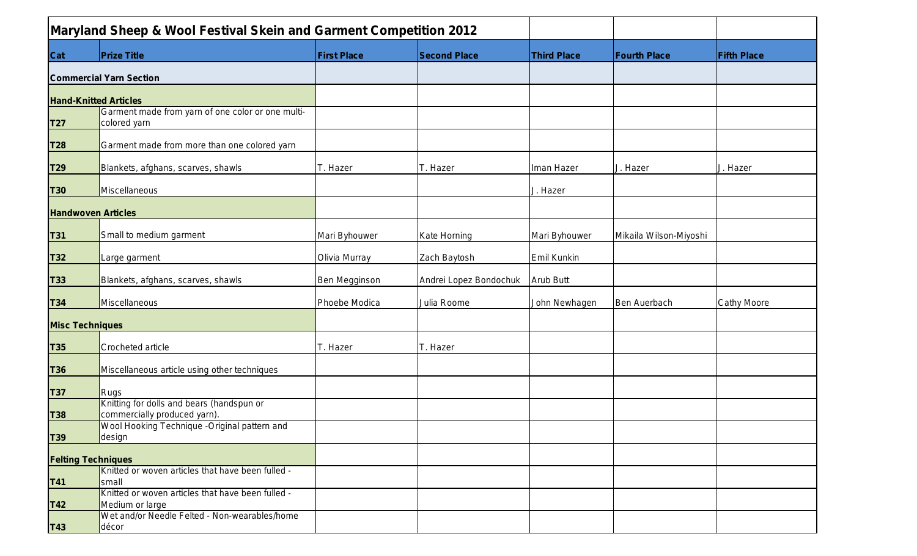| Maryland Sheep & Wool Festival Skein and Garment Competition 2012 | | | | | | |
|---|---|---|---|---|---|---|
| **Cat** | **Prize Title** | **First Place** | **Second Place** | **Third Place** | **Fourth Place** | **Fifth Place** |
| **Commercial Yarn Section** | | | | | | |
| **Hand-Knitted Articles** | | | | | | |
| **T27** | Garment made from yarn of one color or one multi-colored yarn | | | | | |
| **T28** | Garment made from more than one colored yarn | | | | | |
| **T29** | Blankets, afghans, scarves, shawls | T. Hazer | T. Hazer | Iman Hazer | J. Hazer | J. Hazer |
| **T30** | Miscellaneous | | | J. Hazer | | |
| **Handwoven Articles** | | | | | | |
| **T31** | Small to medium garment | Mari Byhouwer | Kate Horning | Mari Byhouwer | Mikaila Wilson-Miyoshi | |
| **T32** | Large garment | Olivia Murray | Zach Baytosh | Emil Kunkin | | |
| **T33** | Blankets, afghans, scarves, shawls | Ben Megginson | Andrei Lopez Bondochuk | Arub Butt | | |
| **T34** | Miscellaneous | Phoebe Modica | Julia Roome | John Newhagen | Ben Auerbach | Cathy Moore |
| **Misc Techniques** | | | | | | |
| **T35** | Crocheted article | T. Hazer | T. Hazer | | | |
| **T36** | Miscellaneous article using other techniques | | | | | |
| **T37** | Rugs | | | | | |
| **T38** | Knitting for dolls and bears (handspun or commercially produced yarn). | | | | | |
| **T39** | Wool Hooking Technique -Original pattern and design | | | | | |
| **Felting Techniques** | | | | | | |
| **T41** | Knitted or woven articles that have been fulled - small | | | | | |
| **T42** | Knitted or woven articles that have been fulled - Medium or large | | | | | |
| **T43** | Wet and/or Needle Felted - Non-wearables/home décor | | | | | |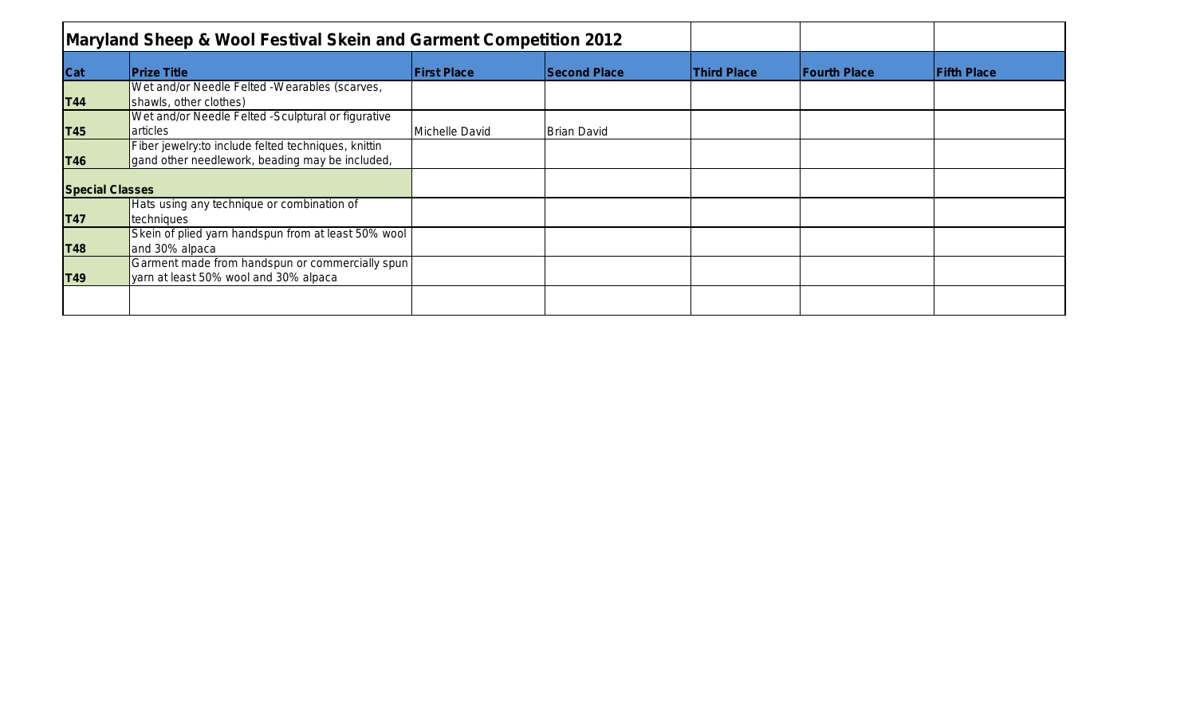## Maryland Sheep & Wool Festival Skein and Garment Competition 2012

| Cat | Prize Title | First Place | Second Place | Third Place | Fourth Place | Fifth Place |
|---|---|---|---|---|---|---|
| T44 | Wet and/or Needle Felted -Wearables (scarves, shawls, other clothes) | | | | | |
| T45 | Wet and/or Needle Felted -Sculptural or figurative articles | Michelle David | Brian David | | | |
| T46 | Fiber jewelry:to include felted techniques, knittin gand other needlework, beading may be included, | | | | | |
| **Special Classes** | | | | | | |
| T47 | Hats using any technique or combination of techniques | | | | | |
| T48 | Skein of plied yarn handspun from at least 50% wool and 30% alpaca | | | | | |
| T49 | Garment made from handspun or commercially spun yarn at least 50% wool and 30% alpaca | | | | | |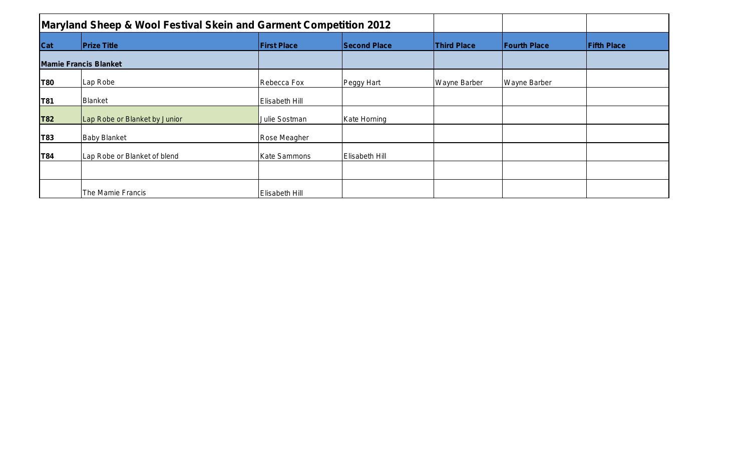| Maryland Sheep & Wool Festival Skein and Garment Competition 2012 | | | | | | |
|---|---|---|---|---|---|---|
| **Cat** | **Prize Title** | **First Place** | **Second Place** | **Third Place** | **Fourth Place** | **Fifth Place** |
| **Mamie Francis Blanket** | | | | | | |
| **T80** | Lap Robe | Rebecca Fox | Peggy Hart | Wayne Barber | Wayne Barber | |
| **T81** | Blanket | Elisabeth Hill | | | | |
| **T82** | Lap Robe or Blanket by Junior | Julie Sostman | Kate Horning | | | |
| **T83** | Baby Blanket | Rose Meagher | | | | |
| **T84** | Lap Robe or Blanket of blend | Kate Sammons | Elisabeth Hill | | | |
| | | | | | | |
| | The Mamie Francis | Elisabeth Hill | | | | |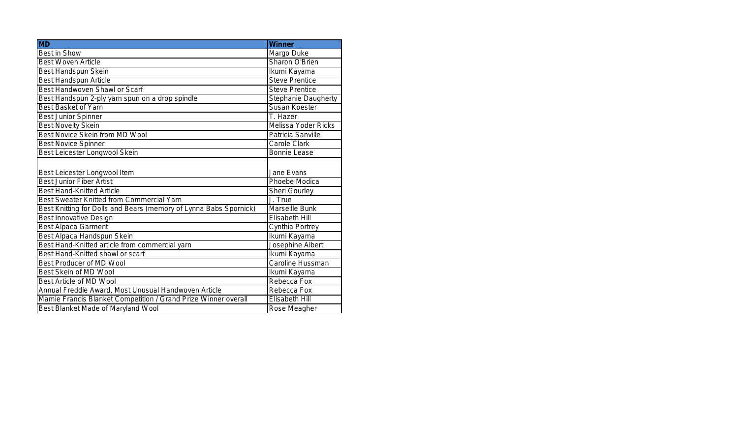| MD | Winner |
|---|---|
| Best in Show | Margo Duke |
| Best Woven Article | Sharon O'Brien |
| Best Handspun Skein | Ikumi Kayama |
| Best Handspun Article | Steve Prentice |
| Best Handwoven Shawl or Scarf | Steve Prentice |
| Best Handspun 2-ply yarn spun on a drop spindle | Stephanie Daugherty |
| Best Basket of Yarn | Susan Koester |
| Best Junior Spinner | T. Hazer |
| Best Novelty Skein | Melissa Yoder Ricks |
| Best Novice Skein from MD Wool | Patricia Sanville |
| Best Novice Spinner | Carole Clark |
| Best Leicester Longwool Skein | Bonnie Lease |
| Best Leicester Longwool Item | Jane Evans |
| Best Junior Fiber Artist | Phoebe Modica |
| Best Hand-Knitted Article | Sheri Gourley |
| Best Sweater Knitted from Commercial Yarn | J. True |
| Best Knitting for Dolls and Bears (memory of Lynna Babs Spornick) | Marseille Bunk |
| Best Innovative Design | Elisabeth Hill |
| Best Alpaca Garment | Cynthia Portrey |
| Best Alpaca Handspun Skein | Ikumi Kayama |
| Best Hand-Knitted article from commercial yarn | Josephine Albert |
| Best Hand-Knitted shawl or scarf | Ikumi Kayama |
| Best Producer of MD Wool | Caroline Hussman |
| Best Skein of MD Wool | Ikumi Kayama |
| Best Article of MD Wool | Rebecca Fox |
| Annual Freddie Award, Most Unusual Handwoven Article | Rebecca Fox |
| Mamie Francis Blanket Competition / Grand Prize Winner overall | Elisabeth Hill |
| Best Blanket Made of Maryland Wool | Rose Meagher |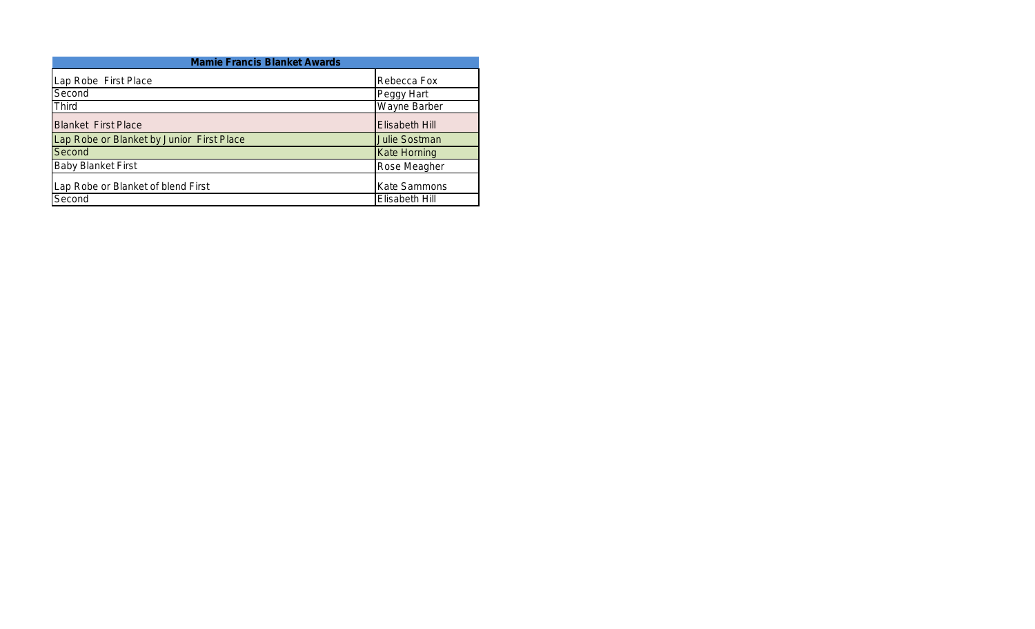| Mamie Francis Blanket Awards | |
| --- | --- |
| Lap Robe First Place | Rebecca Fox |
| Second | Peggy Hart |
| Third | Wayne Barber |
| Blanket First Place | Elisabeth Hill |
| Lap Robe or Blanket by Junior First Place | Julie Sostman |
| Second | Kate Horning |
| Baby Blanket First | Rose Meagher |
| Lap Robe or Blanket of blend First | Kate Sammons |
| Second | Elisabeth Hill |